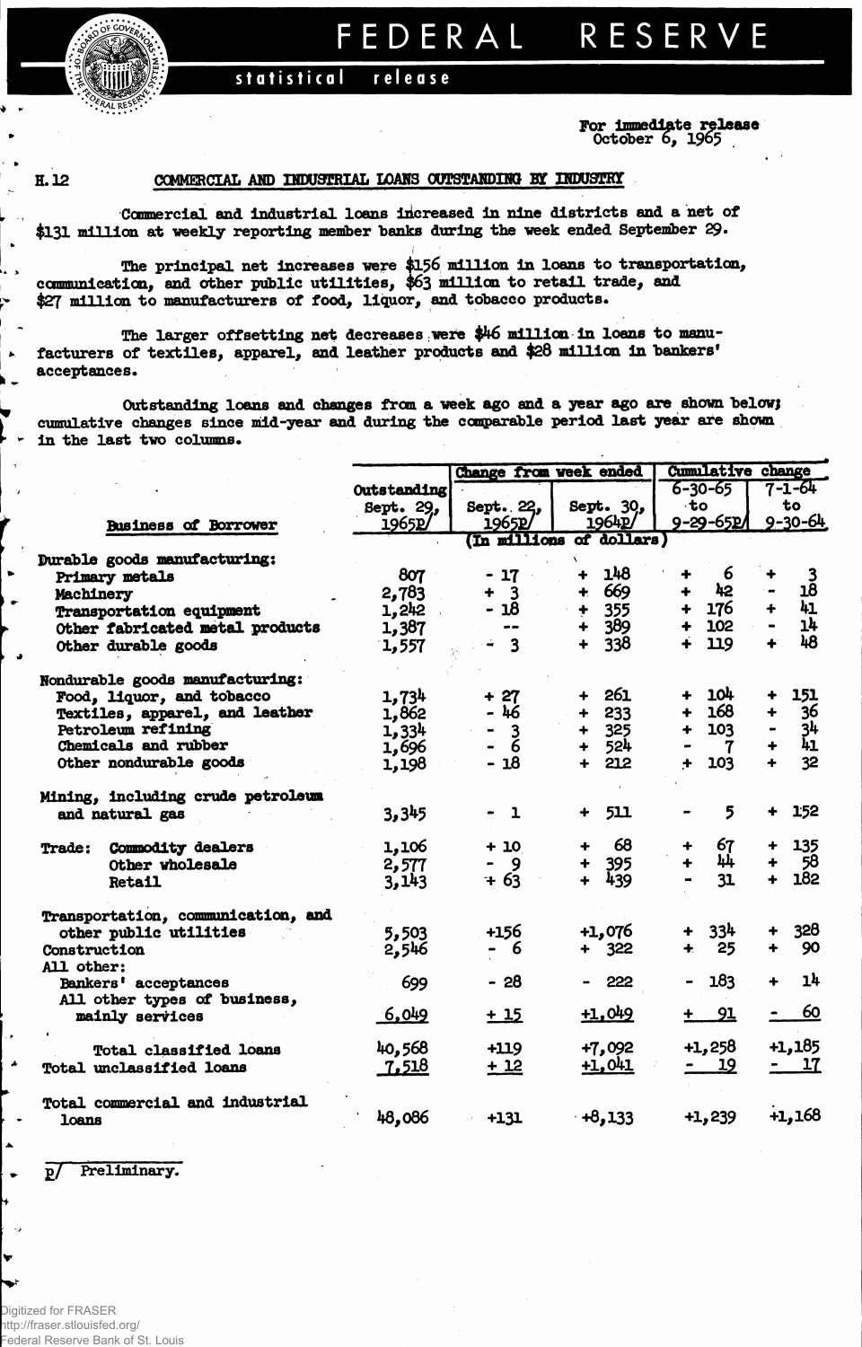# FEDERAL RESERVE

statistical release

For immediate release
October 6, 1965

H.12 COMMERCIAL AND INDUSTRIAL LOANS OUTSTANDING BY INDUSTRY

Commercial and industrial loans increased in nine districts and a net of $131 million at weekly reporting member banks during the week ended September 29.

The principal net increases were $156 million in loans to transportation, communication, and other public utilities, $63 million to retail trade, and $27 million to manufacturers of food, liquor, and tobacco products.

The larger offsetting net decreases were $46 million in loans to manufacturers of textiles, apparel, and leather products and $28 million in bankers' acceptances.

Outstanding loans and changes from a week ago and a year ago are shown below; cumulative changes since mid-year and during the comparable period last year are shown in the last two columns.

| Business of Borrower | Outstanding Sept. 29, 1965p/ | Change from week ended Sept. 22, 1965p/ | Change from week ended Sept. 30, 1964p/ | Cumulative change 6-30-65 to 9-29-65p/ | Cumulative change 7-1-64 to 9-30-64 |
|---|---|---|---|---|---|
| | (In millions of dollars) | | | | |
| **Durable goods manufacturing:** | | | | | |
| Primary metals | 807 | - 17 | + 148 | + 6 | + 3 |
| Machinery | 2,783 | + 3 | + 669 | + 42 | - 18 |
| Transportation equipment | 1,242 | - 18 | + 355 | + 176 | + 41 |
| Other fabricated metal products | 1,387 | -- | + 389 | + 102 | - 14 |
| Other durable goods | 1,557 | - 3 | + 338 | + 119 | + 48 |
| **Nondurable goods manufacturing:** | | | | | |
| Food, liquor, and tobacco | 1,734 | + 27 | + 261 | + 104 | + 151 |
| Textiles, apparel, and leather | 1,862 | - 46 | + 233 | + 168 | + 36 |
| Petroleum refining | 1,334 | - 3 | + 325 | + 103 | - 34 |
| Chemicals and rubber | 1,696 | - 6 | + 524 | - 7 | + 41 |
| Other nondurable goods | 1,198 | - 18 | + 212 | + 103 | + 32 |
| Mining, including crude petroleum and natural gas | 3,345 | - 1 | + 511 | - 5 | + 152 |
| Trade: Commodity dealers | 1,106 | + 10 | + 68 | + 67 | + 135 |
| Other wholesale | 2,577 | - 9 | + 395 | + 44 | + 58 |
| Retail | 3,143 | + 63 | + 439 | - 31 | + 182 |
| Transportation, communication, and other public utilities | 5,503 | +156 | +1,076 | + 334 | + 328 |
| Construction | 2,546 | - 6 | + 322 | + 25 | + 90 |
| All other: | | | | | |
| Bankers' acceptances | 699 | - 28 | - 222 | - 183 | + 14 |
| All other types of business, mainly services | 6,049 | + 15 | +1,049 | + 91 | - 60 |
| Total classified loans | 40,568 | +119 | +7,092 | +1,258 | +1,185 |
| Total unclassified loans | 7,518 | + 12 | +1,041 | - 19 | - 17 |
| Total commercial and industrial loans | 48,086 | +131 | +8,133 | +1,239 | +1,168 |

p/ Preliminary.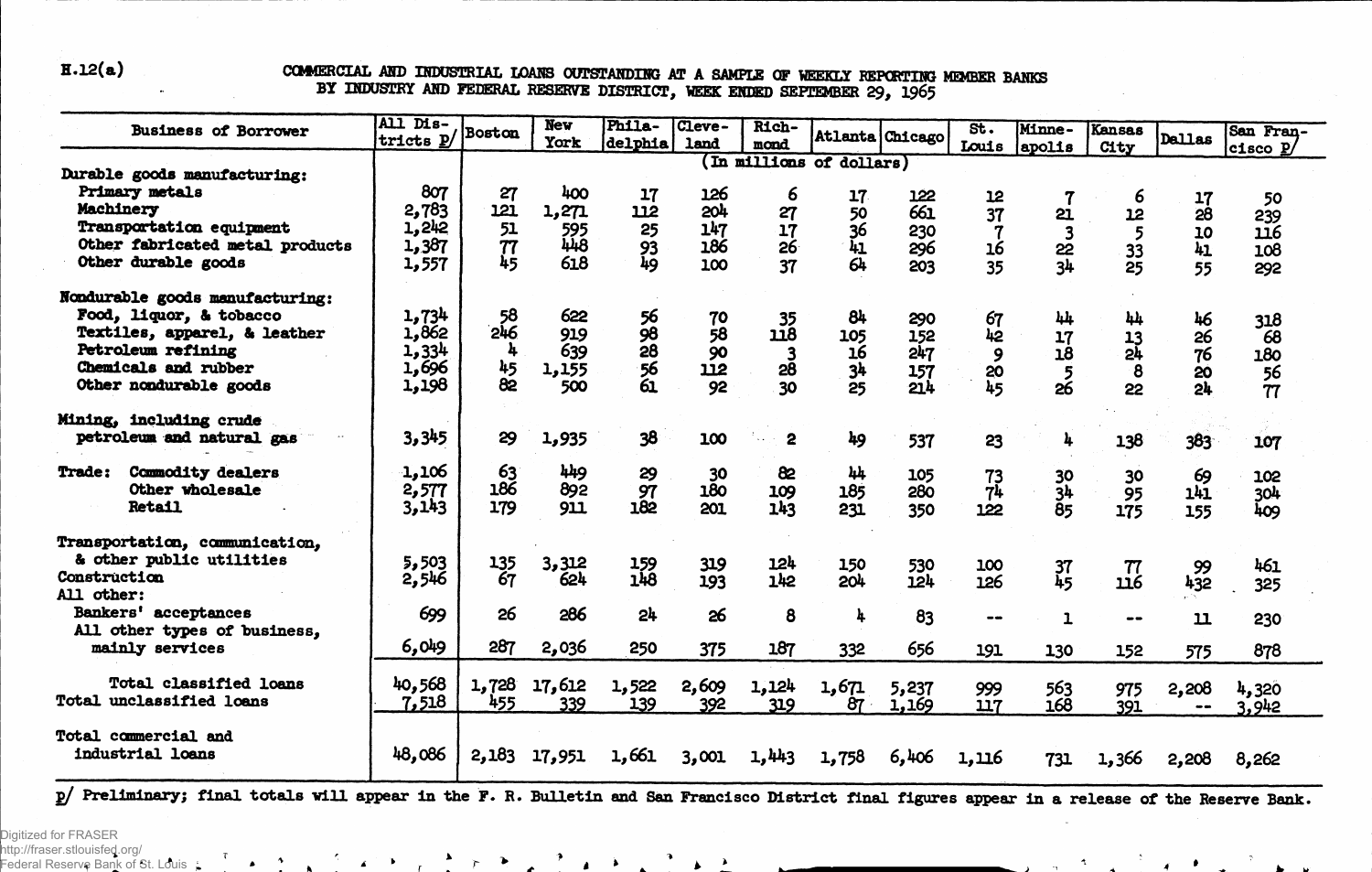H.12(a)

## COMMERCIAL AND INDUSTRIAL LOANS OUTSTANDING AT A SAMPLE OF WEEKLY REPORTING MEMBER BANKS BY INDUSTRY AND FEDERAL RESERVE DISTRICT, WEEK ENDED SEPTEMBER 29, 1965

| Business of Borrower | All Districts p/ | Boston | New York | Philadelphia | Cleveland | Richmond | Atlanta | Chicago | St. Louis | Minneapolis | Kansas City | Dallas | San Francisco p/ |
|---|---|---|---|---|---|---|---|---|---|---|---|---|---|
| | | (In millions of dollars) | | | | | | | | | | | |
| **Durable goods manufacturing:** | | | | | | | | | | | | | |
| Primary metals | 807 | 27 | 400 | 17 | 126 | 6 | 17 | 122 | 12 | 7 | 6 | 17 | 50 |
| Machinery | 2,783 | 121 | 1,271 | 112 | 204 | 27 | 50 | 661 | 37 | 21 | 12 | 28 | 239 |
| Transportation equipment | 1,242 | 51 | 595 | 25 | 147 | 17 | 36 | 230 | 7 | 3 | 5 | 10 | 116 |
| Other fabricated metal products | 1,387 | 77 | 448 | 93 | 186 | 26 | 41 | 296 | 16 | 22 | 33 | 41 | 108 |
| Other durable goods | 1,557 | 45 | 618 | 49 | 100 | 37 | 64 | 203 | 35 | 34 | 25 | 55 | 292 |
| **Nondurable goods manufacturing:** | | | | | | | | | | | | | |
| Food, liquor, & tobacco | 1,734 | 58 | 622 | 56 | 70 | 35 | 84 | 290 | 67 | 44 | 44 | 46 | 318 |
| Textiles, apparel, & leather | 1,862 | 246 | 919 | 98 | 58 | 118 | 105 | 152 | 42 | 17 | 13 | 26 | 68 |
| Petroleum refining | 1,334 | 4 | 639 | 28 | 90 | 3 | 16 | 247 | 9 | 18 | 24 | 76 | 180 |
| Chemicals and rubber | 1,696 | 45 | 1,155 | 56 | 112 | 28 | 34 | 157 | 20 | 5 | 8 | 20 | 56 |
| Other nondurable goods | 1,198 | 82 | 500 | 61 | 92 | 30 | 25 | 214 | 45 | 26 | 22 | 24 | 77 |
| **Mining, including crude petroleum and natural gas** | 3,345 | 29 | 1,935 | 38 | 100 | 2 | 49 | 537 | 23 | 4 | 138 | 383 | 107 |
| **Trade:** Commodity dealers | 1,106 | 63 | 449 | 29 | 30 | 82 | 44 | 105 | 73 | 30 | 30 | 69 | 102 |
| Other wholesale | 2,577 | 186 | 892 | 97 | 180 | 109 | 185 | 280 | 74 | 34 | 95 | 141 | 304 |
| Retail | 3,143 | 179 | 911 | 182 | 201 | 143 | 231 | 350 | 122 | 85 | 175 | 155 | 409 |
| **Transportation, communication, & other public utilities** | 5,503 | 135 | 3,312 | 159 | 319 | 124 | 150 | 530 | 100 | 37 | 77 | 99 | 461 |
| **Construction** | 2,546 | 67 | 624 | 148 | 193 | 142 | 204 | 124 | 126 | 45 | 116 | 432 | 325 |
| **All other:** | | | | | | | | | | | | | |
| Bankers' acceptances | 699 | 26 | 286 | 24 | 26 | 8 | 4 | 83 | -- | 1 | -- | 11 | 230 |
| All other types of business, mainly services | 6,049 | 287 | 2,036 | 250 | 375 | 187 | 332 | 656 | 191 | 130 | 152 | 575 | 878 |
| Total classified loans | 40,568 | 1,728 | 17,612 | 1,522 | 2,609 | 1,124 | 1,671 | 5,237 | 999 | 563 | 975 | 2,208 | 4,320 |
| Total unclassified loans | 7,518 | 455 | 339 | 139 | 392 | 319 | 87 | 1,169 | 117 | 168 | 391 | -- | 3,942 |
| **Total commercial and industrial loans** | 48,086 | 2,183 | 17,951 | 1,661 | 3,001 | 1,443 | 1,758 | 6,406 | 1,116 | 731 | 1,366 | 2,208 | 8,262 |

p/ Preliminary; final totals will appear in the F. R. Bulletin and San Francisco District final figures appear in a release of the Reserve Bank.